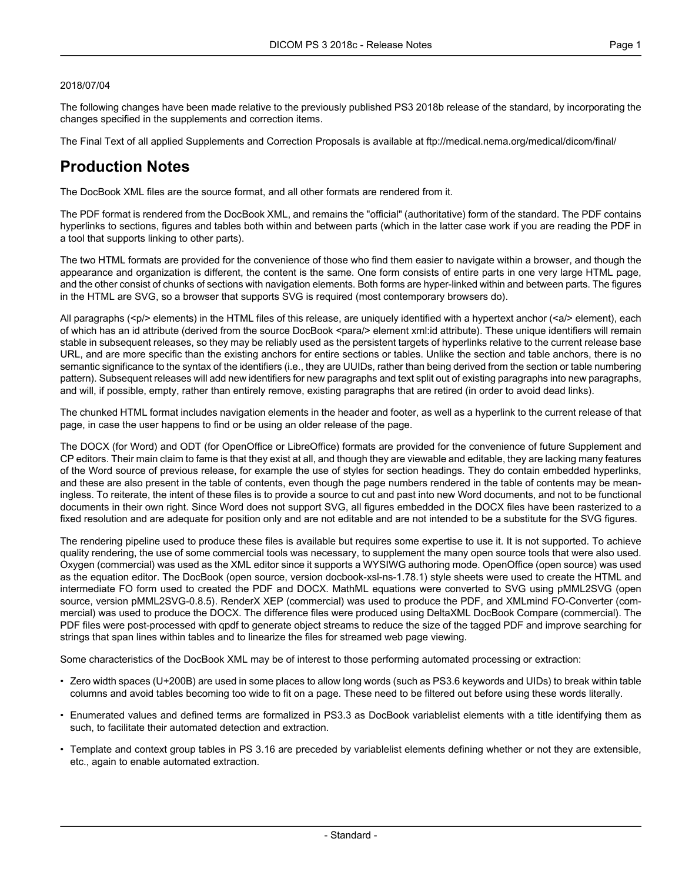2018/07/04

The following changes have been made relative to the previously published PS3 2018b release of the standard, by incorporating the changes specified in the supplements and correction items.

The Final Text of all applied Supplements and Correction Proposals is available at ftp://medical.nema.org/medical/dicom/final/

# Production Notes

The DocBook XML files are the source format, and all other formats are rendered from it.

The PDF format is rendered from the DocBook XML, and remains the "official" (authoritative) form of the standard. The PDF contains hyperlinks to sections, figures and tables both within and between parts (which in the latter case work if you are reading the PDF in a tool that supports linking to other parts).

The two HTML formats are provided for the convenience of those who find them easier to navigate within a browser, and though the appearance and organization is different, the content is the same. One form consists of entire parts in one very large HTML page, and the other consist of chunks of sections with navigation elements. Both forms are hyper-linked within and between parts. The figures in the HTML are SVG, so a browser that supports SVG is required (most contemporary browsers do).

All paragraphs (<p/> elements) in the HTML files of this release, are uniquely identified with a hypertext anchor (<a/> element), each of which has an id attribute (derived from the source DocBook <para/> element xml:id attribute). These unique identifiers will remain stable in subsequent releases, so they may be reliably used as the persistent targets of hyperlinks relative to the current release base URL, and are more specific than the existing anchors for entire sections or tables. Unlike the section and table anchors, there is no semantic significance to the syntax of the identifiers (i.e., they are UUIDs, rather than being derived from the section or table numbering pattern). Subsequent releases will add new identifiers for new paragraphs and text split out of existing paragraphs into new paragraphs, and will, if possible, empty, rather than entirely remove, existing paragraphs that are retired (in order to avoid dead links).

The chunked HTML format includes navigation elements in the header and footer, as well as a hyperlink to the current release of that page, in case the user happens to find or be using an older release of the page.

The DOCX (for Word) and ODT (for OpenOffice or LibreOffice) formats are provided for the convenience of future Supplement and CP editors. Their main claim to fame is that they exist at all, and though they are viewable and editable, they are lacking many features of the Word source of previous release, for example the use of styles for section headings. They do contain embedded hyperlinks, and these are also present in the table of contents, even though the page numbers rendered in the table of contents may be meaningless. To reiterate, the intent of these files is to provide a source to cut and past into new Word documents, and not to be functional documents in their own right. Since Word does not support SVG, all figures embedded in the DOCX files have been rasterized to a fixed resolution and are adequate for position only and are not editable and are not intended to be a substitute for the SVG figures.

The rendering pipeline used to produce these files is available but requires some expertise to use it. It is not supported. To achieve quality rendering, the use of some commercial tools was necessary, to supplement the many open source tools that were also used. Oxygen (commercial) was used as the XML editor since it supports a WYSIWG authoring mode. OpenOffice (open source) was used as the equation editor. The DocBook (open source, version docbook-xsl-ns-1.78.1) style sheets were used to create the HTML and intermediate FO form used to created the PDF and DOCX. MathML equations were converted to SVG using pMML2SVG (open source, version pMML2SVG-0.8.5). RenderX XEP (commercial) was used to produce the PDF, and XMLmind FO-Converter (commercial) was used to produce the DOCX. The difference files were produced using DeltaXML DocBook Compare (commercial). The PDF files were post-processed with qpdf to generate object streams to reduce the size of the tagged PDF and improve searching for strings that span lines within tables and to linearize the files for streamed web page viewing.

Some characteristics of the DocBook XML may be of interest to those performing automated processing or extraction:

- Zero width spaces (U+200B) are used in some places to allow long words (such as PS3.6 keywords and UIDs) to break within table columns and avoid tables becoming too wide to fit on a page. These need to be filtered out before using these words literally.
- Enumerated values and defined terms are formalized in PS3.3 as DocBook variablelist elements with a title identifying them as such, to facilitate their automated detection and extraction.
- Template and context group tables in PS 3.16 are preceded by variablelist elements defining whether or not they are extensible, etc., again to enable automated extraction.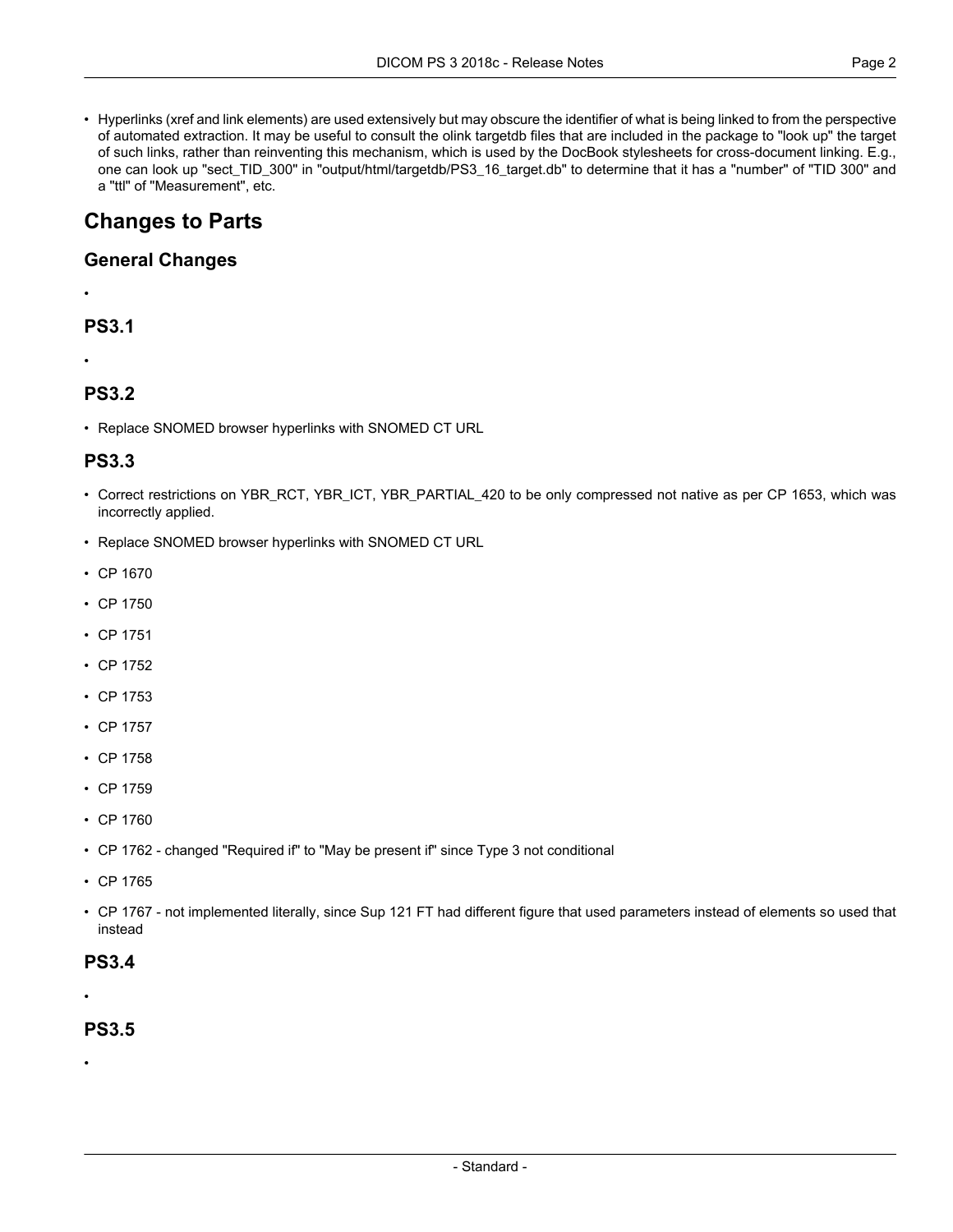- Hyperlinks (xref and link elements) are used extensively but may obscure the identifier of what is being linked to from the perspective of automated extraction. It may be useful to consult the olink targetdb files that are included in the package to "look up" the target of such links, rather than reinventing this mechanism, which is used by the DocBook stylesheets for cross-document linking. E.g., one can look up "sect_TID_300" in "output/html/targetdb/PS3_16_target.db" to determine that it has a "number" of "TID 300" and a "ttl" of "Measurement", etc.

# Changes to Parts

## General Changes

- 

## PS3.1

- 

## PS3.2

- Replace SNOMED browser hyperlinks with SNOMED CT URL

## PS3.3

- Correct restrictions on YBR_RCT, YBR_ICT, YBR_PARTIAL_420 to be only compressed not native as per CP 1653, which was incorrectly applied.
- Replace SNOMED browser hyperlinks with SNOMED CT URL
- CP 1670
- CP 1750
- CP 1751
- CP 1752
- CP 1753
- CP 1757
- CP 1758
- CP 1759
- CP 1760
- CP 1762 - changed "Required if" to "May be present if" since Type 3 not conditional
- CP 1765
- CP 1767 - not implemented literally, since Sup 121 FT had different figure that used parameters instead of elements so used that instead

## PS3.4

- 

## PS3.5

-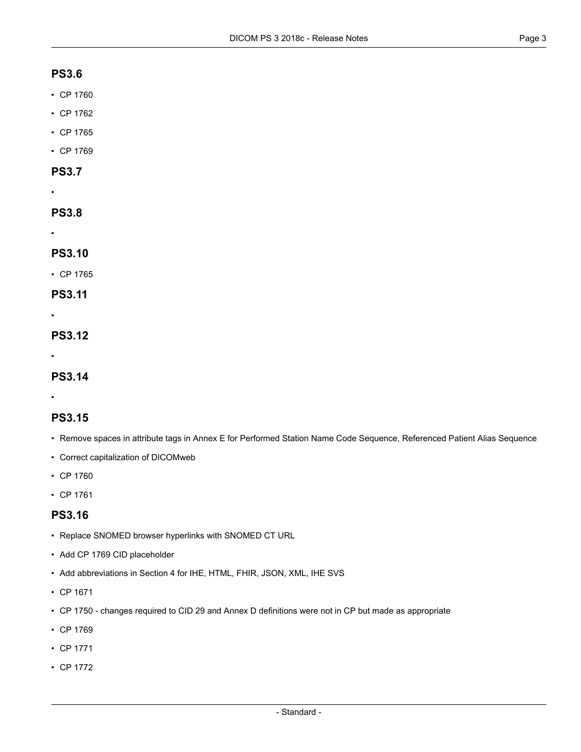## PS3.6

- CP 1760
- CP 1762
- CP 1765
- CP 1769

## PS3.7

- 

## PS3.8

- 

## PS3.10

- CP 1765

## PS3.11

- 

## PS3.12

- 

## PS3.14

- 

## PS3.15

- Remove spaces in attribute tags in Annex E for Performed Station Name Code Sequence, Referenced Patient Alias Sequence
- Correct capitalization of DICOMweb
- CP 1760
- CP 1761

## PS3.16

- Replace SNOMED browser hyperlinks with SNOMED CT URL
- Add CP 1769 CID placeholder
- Add abbreviations in Section 4 for IHE, HTML, FHIR, JSON, XML, IHE SVS
- CP 1671
- CP 1750 - changes required to CID 29 and Annex D definitions were not in CP but made as appropriate
- CP 1769
- CP 1771
- CP 1772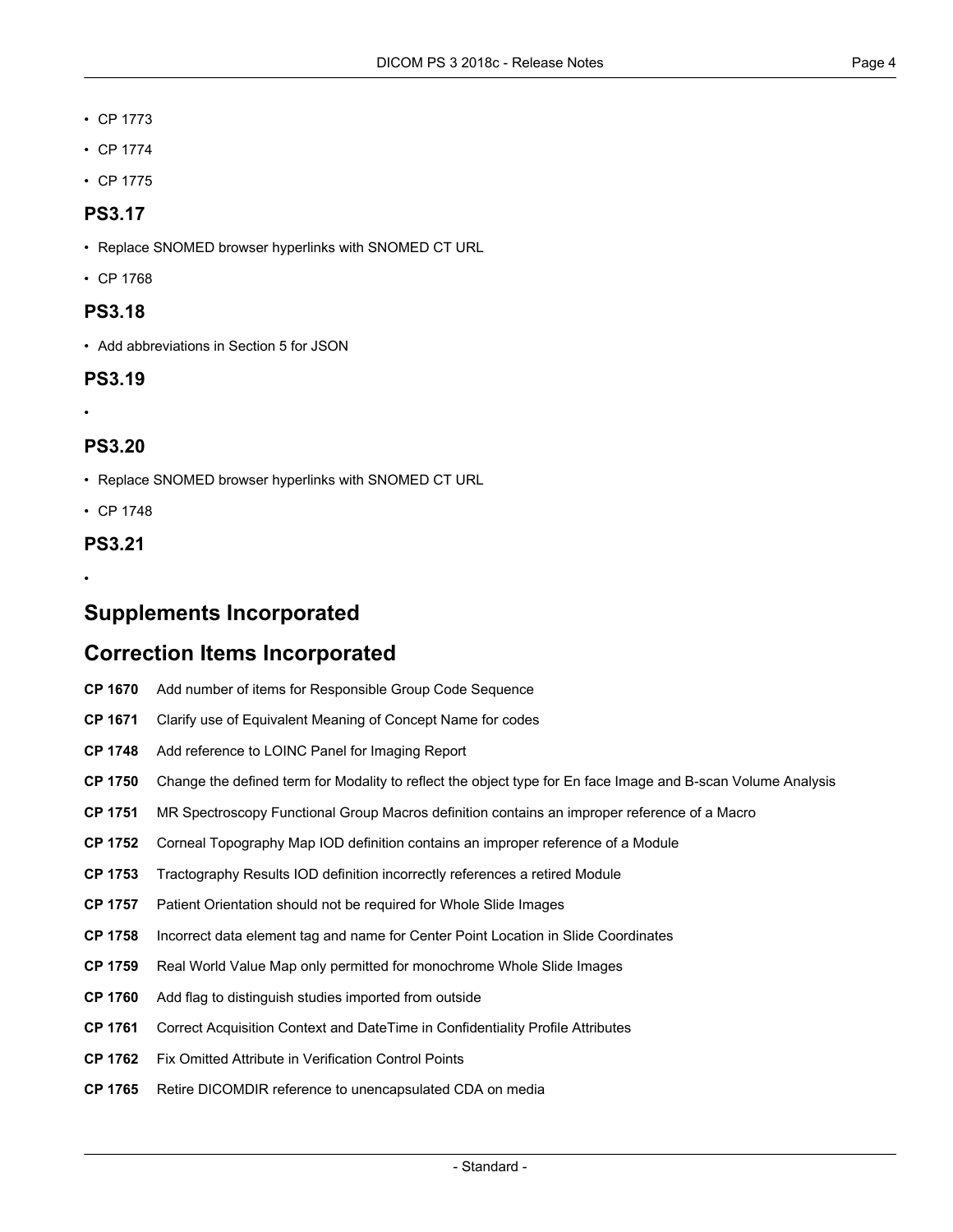- CP 1773
- CP 1774
- CP 1775

## PS3.17

- Replace SNOMED browser hyperlinks with SNOMED CT URL
- CP 1768

## PS3.18

- Add abbreviations in Section 5 for JSON

## PS3.19

- 

## PS3.20

- Replace SNOMED browser hyperlinks with SNOMED CT URL
- CP 1748

## PS3.21

- 

# Supplements Incorporated

# Correction Items Incorporated

**CP 1670** Add number of items for Responsible Group Code Sequence

**CP 1671** Clarify use of Equivalent Meaning of Concept Name for codes

**CP 1748** Add reference to LOINC Panel for Imaging Report

**CP 1750** Change the defined term for Modality to reflect the object type for En face Image and B-scan Volume Analysis

**CP 1751** MR Spectroscopy Functional Group Macros definition contains an improper reference of a Macro

**CP 1752** Corneal Topography Map IOD definition contains an improper reference of a Module

**CP 1753** Tractography Results IOD definition incorrectly references a retired Module

**CP 1757** Patient Orientation should not be required for Whole Slide Images

**CP 1758** Incorrect data element tag and name for Center Point Location in Slide Coordinates

**CP 1759** Real World Value Map only permitted for monochrome Whole Slide Images

**CP 1760** Add flag to distinguish studies imported from outside

**CP 1761** Correct Acquisition Context and DateTime in Confidentiality Profile Attributes

**CP 1762** Fix Omitted Attribute in Verification Control Points

**CP 1765** Retire DICOMDIR reference to unencapsulated CDA on media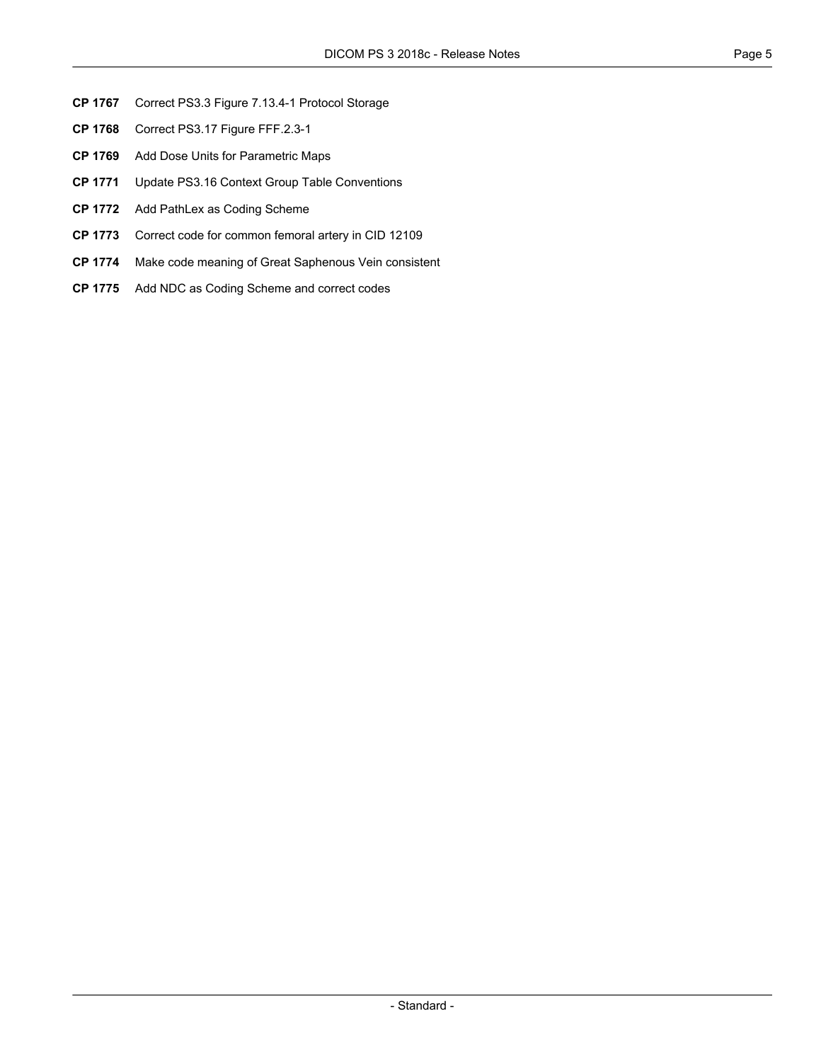**CP 1767** Correct PS3.3 Figure 7.13.4-1 Protocol Storage

**CP 1768** Correct PS3.17 Figure FFF.2.3-1

**CP 1769** Add Dose Units for Parametric Maps

**CP 1771** Update PS3.16 Context Group Table Conventions

**CP 1772** Add PathLex as Coding Scheme

**CP 1773** Correct code for common femoral artery in CID 12109

**CP 1774** Make code meaning of Great Saphenous Vein consistent

**CP 1775** Add NDC as Coding Scheme and correct codes